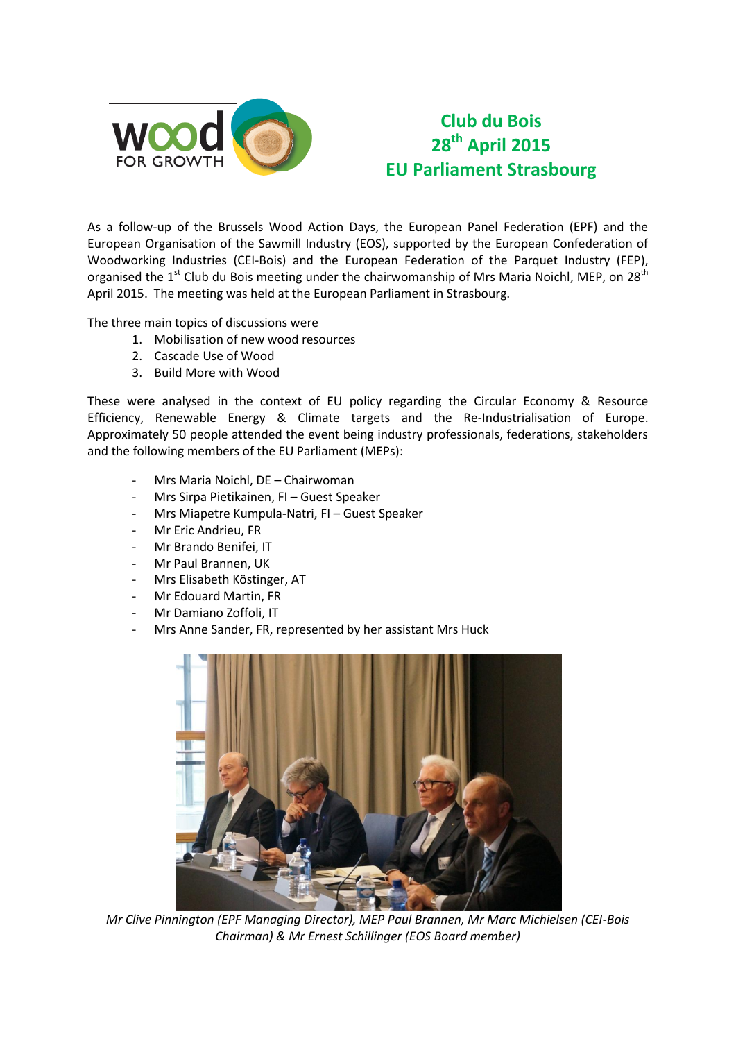# Club du Bois
## 28th April 2015
## EU Parliament Strasbourg

As a follow-up of the Brussels Wood Action Days, the European Panel Federation (EPF) and the European Organisation of the Sawmill Industry (EOS), supported by the European Confederation of Woodworking Industries (CEI-Bois) and the European Federation of the Parquet Industry (FEP), organised the 1st Club du Bois meeting under the chairwomanship of Mrs Maria Noichl, MEP, on 28th April 2015. The meeting was held at the European Parliament in Strasbourg.

The three main topics of discussions were

1. Mobilisation of new wood resources
2. Cascade Use of Wood
3. Build More with Wood

These were analysed in the context of EU policy regarding the Circular Economy & Resource Efficiency, Renewable Energy & Climate targets and the Re-Industrialisation of Europe. Approximately 50 people attended the event being industry professionals, federations, stakeholders and the following members of the EU Parliament (MEPs):

- Mrs Maria Noichl, DE – Chairwoman
- Mrs Sirpa Pietikainen, FI – Guest Speaker
- Mrs Miapetre Kumpula-Natri, FI – Guest Speaker
- Mr Eric Andrieu, FR
- Mr Brando Benifei, IT
- Mr Paul Brannen, UK
- Mrs Elisabeth Köstinger, AT
- Mr Edouard Martin, FR
- Mr Damiano Zoffoli, IT
- Mrs Anne Sander, FR, represented by her assistant Mrs Huck

*Mr Clive Pinnington (EPF Managing Director), MEP Paul Brannen, Mr Marc Michielsen (CEI-Bois Chairman) & Mr Ernest Schillinger (EOS Board member)*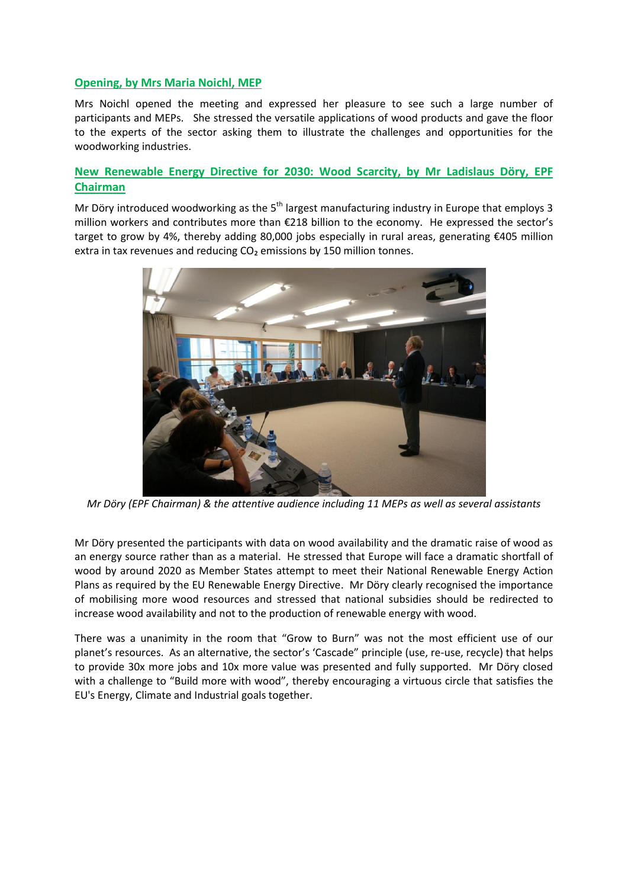## Opening, by Mrs Maria Noichl, MEP

Mrs Noichl opened the meeting and expressed her pleasure to see such a large number of participants and MEPs. She stressed the versatile applications of wood products and gave the floor to the experts of the sector asking them to illustrate the challenges and opportunities for the woodworking industries.

## New Renewable Energy Directive for 2030: Wood Scarcity, by Mr Ladislaus Döry, EPF Chairman

Mr Döry introduced woodworking as the 5th largest manufacturing industry in Europe that employs 3 million workers and contributes more than €218 billion to the economy. He expressed the sector's target to grow by 4%, thereby adding 80,000 jobs especially in rural areas, generating €405 million extra in tax revenues and reducing $CO_2$ emissions by 150 million tonnes.

*Mr Döry (EPF Chairman) & the attentive audience including 11 MEPs as well as several assistants*

Mr Döry presented the participants with data on wood availability and the dramatic raise of wood as an energy source rather than as a material. He stressed that Europe will face a dramatic shortfall of wood by around 2020 as Member States attempt to meet their National Renewable Energy Action Plans as required by the EU Renewable Energy Directive. Mr Döry clearly recognised the importance of mobilising more wood resources and stressed that national subsidies should be redirected to increase wood availability and not to the production of renewable energy with wood.

There was a unanimity in the room that "Grow to Burn" was not the most efficient use of our planet's resources. As an alternative, the sector's 'Cascade" principle (use, re-use, recycle) that helps to provide 30x more jobs and 10x more value was presented and fully supported. Mr Döry closed with a challenge to "Build more with wood", thereby encouraging a virtuous circle that satisfies the EU's Energy, Climate and Industrial goals together.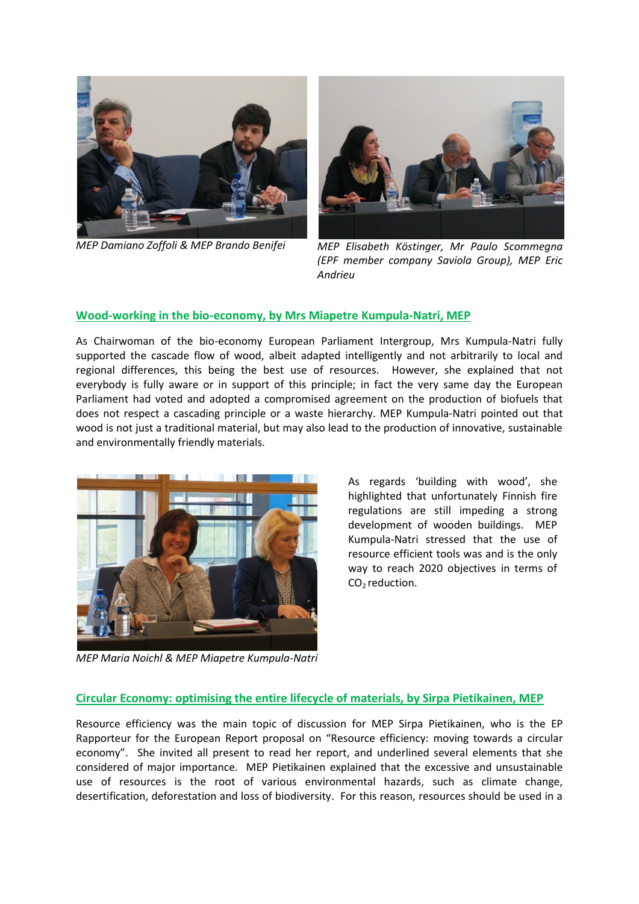*MEP Damiano Zoffoli & MEP Brando Benifei*

*MEP Elisabeth Köstinger, Mr Paulo Scommegna (EPF member company Saviola Group), MEP Eric Andrieu*

## Wood-working in the bio-economy, by Mrs Miapetre Kumpula-Natri, MEP

As Chairwoman of the bio-economy European Parliament Intergroup, Mrs Kumpula-Natri fully supported the cascade flow of wood, albeit adapted intelligently and not arbitrarily to local and regional differences, this being the best use of resources. However, she explained that not everybody is fully aware or in support of this principle; in fact the very same day the European Parliament had voted and adopted a compromised agreement on the production of biofuels that does not respect a cascading principle or a waste hierarchy. MEP Kumpula-Natri pointed out that wood is not just a traditional material, but may also lead to the production of innovative, sustainable and environmentally friendly materials.

As regards 'building with wood', she highlighted that unfortunately Finnish fire regulations are still impeding a strong development of wooden buildings. MEP Kumpula-Natri stressed that the use of resource efficient tools was and is the only way to reach 2020 objectives in terms of $CO_2$ reduction.

*MEP Maria Noichl & MEP Miapetre Kumpula-Natri*

## Circular Economy: optimising the entire lifecycle of materials, by Sirpa Pietikainen, MEP

Resource efficiency was the main topic of discussion for MEP Sirpa Pietikainen, who is the EP Rapporteur for the European Report proposal on "Resource efficiency: moving towards a circular economy". She invited all present to read her report, and underlined several elements that she considered of major importance. MEP Pietikainen explained that the excessive and unsustainable use of resources is the root of various environmental hazards, such as climate change, desertification, deforestation and loss of biodiversity. For this reason, resources should be used in a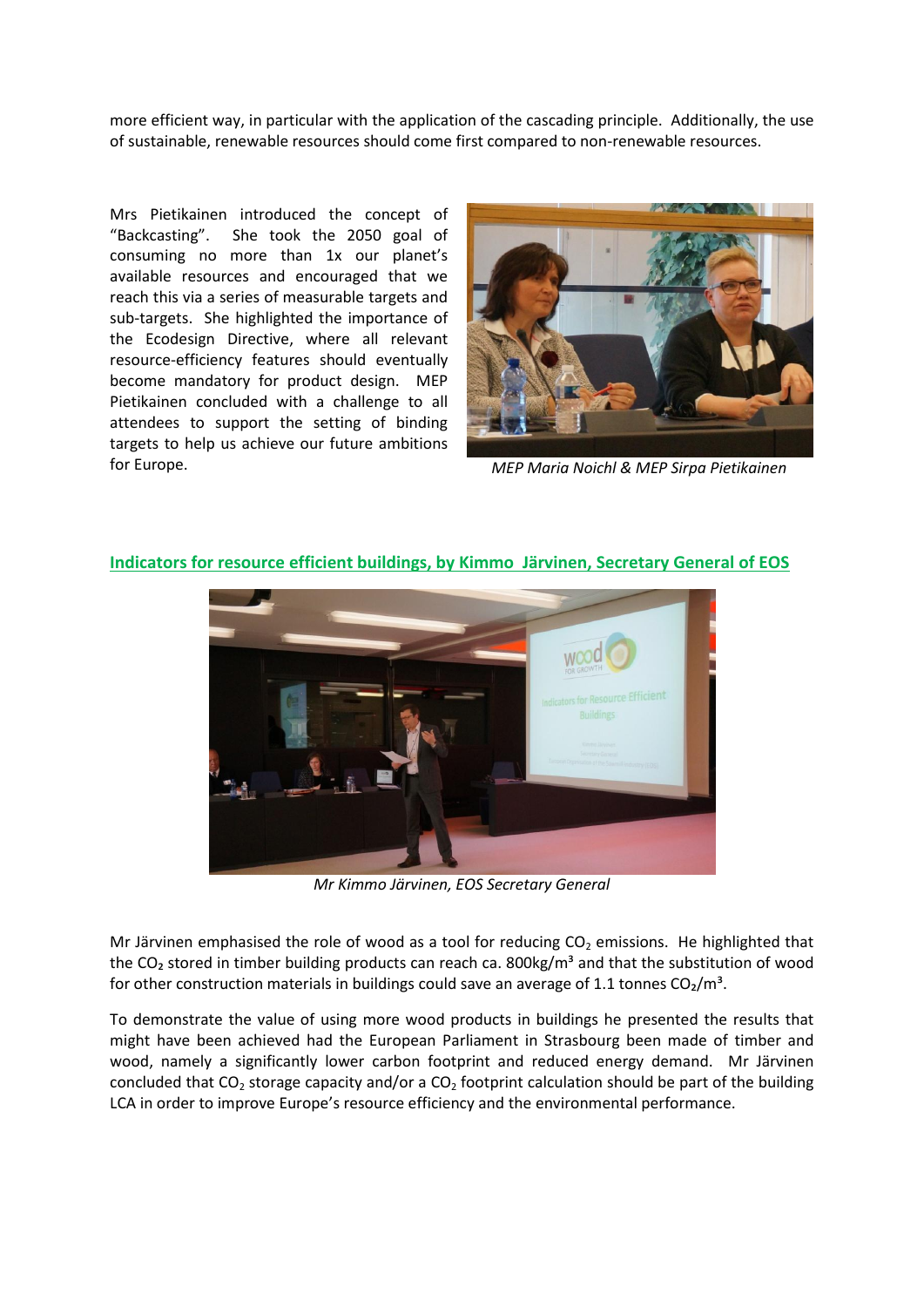more efficient way, in particular with the application of the cascading principle. Additionally, the use of sustainable, renewable resources should come first compared to non-renewable resources.

Mrs Pietikainen introduced the concept of "Backcasting". She took the 2050 goal of consuming no more than 1x our planet's available resources and encouraged that we reach this via a series of measurable targets and sub-targets. She highlighted the importance of the Ecodesign Directive, where all relevant resource-efficiency features should eventually become mandatory for product design. MEP Pietikainen concluded with a challenge to all attendees to support the setting of binding targets to help us achieve our future ambitions for Europe.

*MEP Maria Noichl & MEP Sirpa Pietikainen*

## Indicators for resource efficient buildings, by Kimmo Järvinen, Secretary General of EOS

*Mr Kimmo Järvinen, EOS Secretary General*

Mr Järvinen emphasised the role of wood as a tool for reducing $CO_2$ emissions. He highlighted that the $CO_2$ stored in timber building products can reach ca. 800kg/m³ and that the substitution of wood for other construction materials in buildings could save an average of 1.1 tonnes $CO_2$/m³.

To demonstrate the value of using more wood products in buildings he presented the results that might have been achieved had the European Parliament in Strasbourg been made of timber and wood, namely a significantly lower carbon footprint and reduced energy demand. Mr Järvinen concluded that $CO_2$ storage capacity and/or a $CO_2$ footprint calculation should be part of the building LCA in order to improve Europe's resource efficiency and the environmental performance.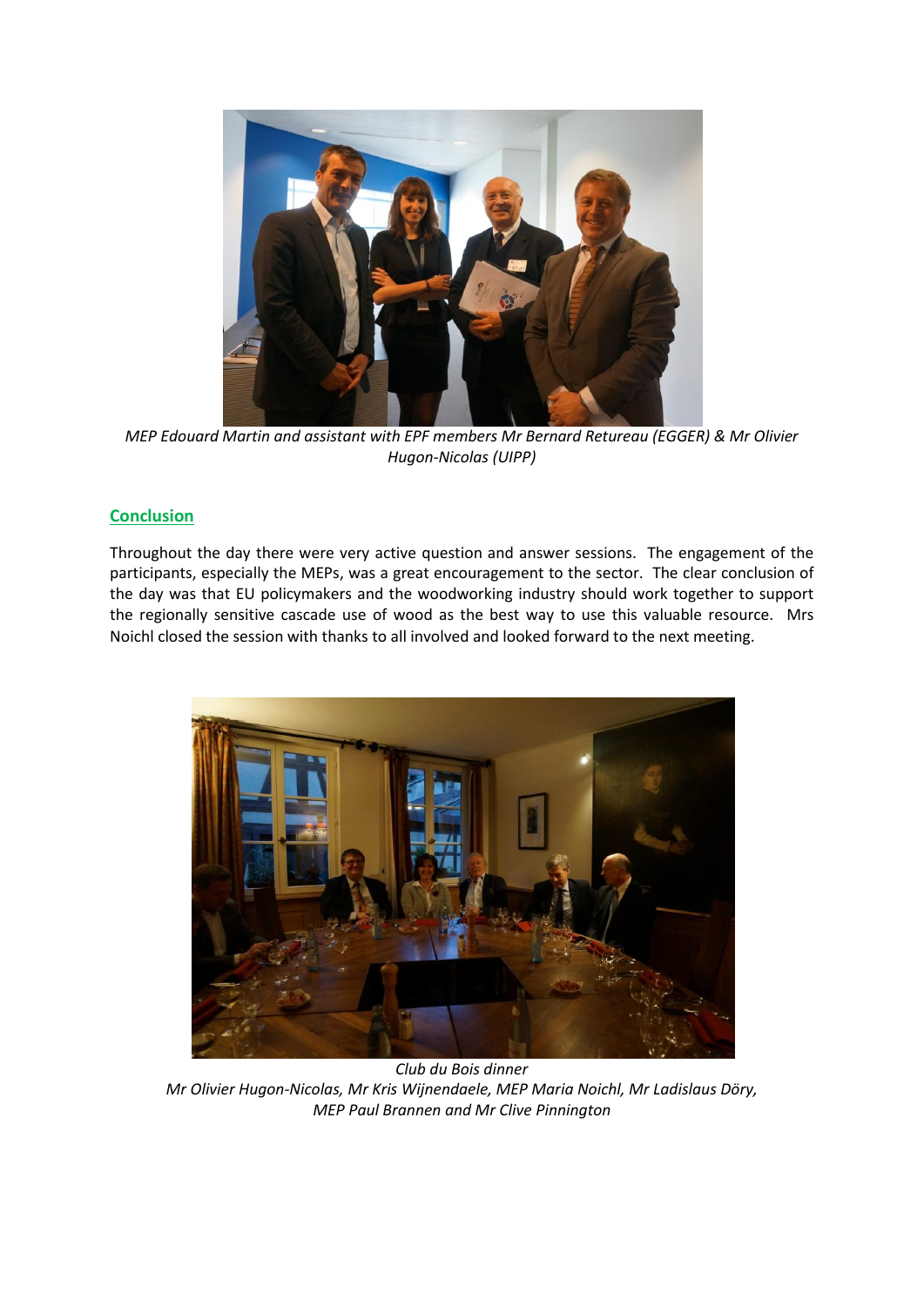*MEP Edouard Martin and assistant with EPF members Mr Bernard Retureau (EGGER) & Mr Olivier Hugon-Nicolas (UIPP)*

## Conclusion

Throughout the day there were very active question and answer sessions. The engagement of the participants, especially the MEPs, was a great encouragement to the sector. The clear conclusion of the day was that EU policymakers and the woodworking industry should work together to support the regionally sensitive cascade use of wood as the best way to use this valuable resource. Mrs Noichl closed the session with thanks to all involved and looked forward to the next meeting.

*Club du Bois dinner*
*Mr Olivier Hugon-Nicolas, Mr Kris Wijnendaele, MEP Maria Noichl, Mr Ladislaus Döry, MEP Paul Brannen and Mr Clive Pinnington*